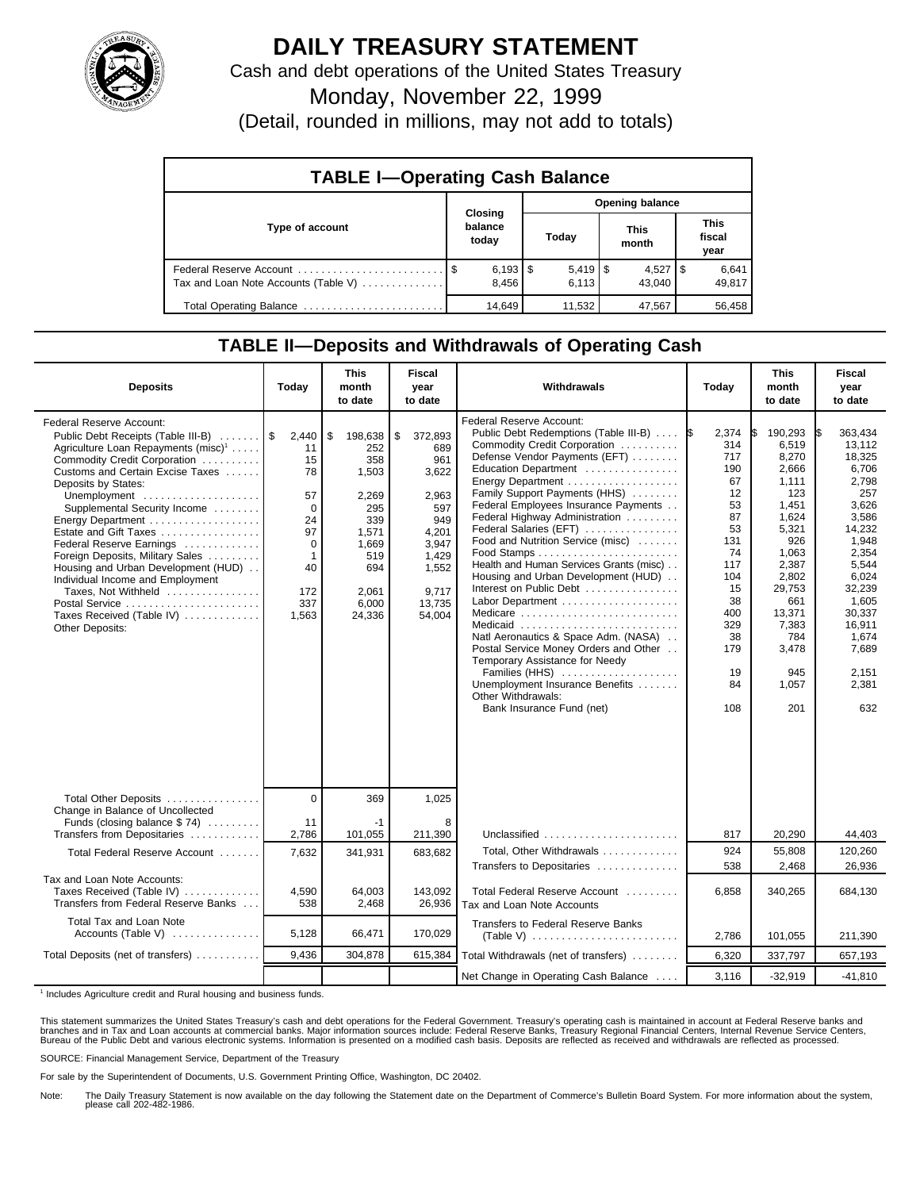# DAILY TREASURY STATEMENT

Cash and debt operations of the United States Treasury

Monday, November 22, 1999

(Detail, rounded in millions, may not add to totals)

## TABLE I—Operating Cash Balance

| Type of account | Closing balance today | Opening balance Today | Opening balance This month | Opening balance This fiscal year |
|---|---|---|---|---|
| Federal Reserve Account | $ 6,193 | $ 5,419 | $ 4,527 | $ 6,641 |
| Tax and Loan Note Accounts (Table V) | 8,456 | 6,113 | 43,040 | 49,817 |
| Total Operating Balance | 14,649 | 11,532 | 47,567 | 56,458 |

## TABLE II—Deposits and Withdrawals of Operating Cash

| Deposits | Today | This month to date | Fiscal year to date |
|---|---|---|---|
| Federal Reserve Account: | | | |
| Public Debt Receipts (Table III-B) | $ 2,440 | $ 198,638 | $ 372,893 |
| Agriculture Loan Repayments (misc)[1] | 11 | 252 | 689 |
| Commodity Credit Corporation | 15 | 358 | 961 |
| Customs and Certain Excise Taxes | 78 | 1,503 | 3,622 |
| Deposits by States: | | | |
| Unemployment | 57 | 2,269 | 2,963 |
| Supplemental Security Income | 0 | 295 | 597 |
| Energy Department | 24 | 339 | 949 |
| Estate and Gift Taxes | 97 | 1,571 | 4,201 |
| Federal Reserve Earnings | 0 | 1,669 | 3,947 |
| Foreign Deposits, Military Sales | 1 | 519 | 1,429 |
| Housing and Urban Development (HUD) | 40 | 694 | 1,552 |
| Individual Income and Employment Taxes, Not Withheld | 172 | 2,061 | 9,717 |
| Postal Service | 337 | 6,000 | 13,735 |
| Taxes Received (Table IV) | 1,563 | 24,336 | 54,004 |
| Other Deposits: | | | |
| Total Other Deposits | 0 | 369 | 1,025 |
| Change in Balance of Uncollected Funds (closing balance $ 74) | 11 | -1 | 8 |
| Transfers from Depositaries | 2,786 | 101,055 | 211,390 |
| Total Federal Reserve Account | 7,632 | 341,931 | 683,682 |
| Tax and Loan Note Accounts: | | | |
| Taxes Received (Table IV) | 4,590 | 64,003 | 143,092 |
| Transfers from Federal Reserve Banks | 538 | 2,468 | 26,936 |
| Total Tax and Loan Note Accounts (Table V) | 5,128 | 66,471 | 170,029 |
| Total Deposits (net of transfers) | 9,436 | 304,878 | 615,384 |

| Withdrawals | Today | This month to date | Fiscal year to date |
|---|---|---|---|
| Federal Reserve Account: | | | |
| Public Debt Redemptions (Table III-B) | $ 2,374 | $ 190,293 | $ 363,434 |
| Commodity Credit Corporation | 314 | 6,519 | 13,112 |
| Defense Vendor Payments (EFT) | 717 | 8,270 | 18,325 |
| Education Department | 190 | 2,666 | 6,706 |
| Energy Department | 67 | 1,111 | 2,798 |
| Family Support Payments (HHS) | 12 | 123 | 257 |
| Federal Employees Insurance Payments | 53 | 1,451 | 3,626 |
| Federal Highway Administration | 87 | 1,624 | 3,586 |
| Federal Salaries (EFT) | 53 | 5,321 | 14,232 |
| Food and Nutrition Service (misc) | 131 | 926 | 1,948 |
| Food Stamps | 74 | 1,063 | 2,354 |
| Health and Human Services Grants (misc) | 117 | 2,387 | 5,544 |
| Housing and Urban Development (HUD) | 104 | 2,802 | 6,024 |
| Interest on Public Debt | 15 | 29,753 | 32,239 |
| Labor Department | 38 | 661 | 1,605 |
| Medicare | 400 | 13,371 | 30,337 |
| Medicaid | 329 | 7,383 | 16,911 |
| Natl Aeronautics & Space Adm. (NASA) | 38 | 784 | 1,674 |
| Postal Service Money Orders and Other | 179 | 3,478 | 7,689 |
| Temporary Assistance for Needy Families (HHS) | 19 | 945 | 2,151 |
| Unemployment Insurance Benefits | 84 | 1,057 | 2,381 |
| Other Withdrawals: | | | |
| Bank Insurance Fund (net) | 108 | 201 | 632 |
| Unclassified | 817 | 20,290 | 44,403 |
| Total, Other Withdrawals | 924 | 55,808 | 120,260 |
| Transfers to Depositaries | 538 | 2,468 | 26,936 |
| Total Federal Reserve Account | 6,858 | 340,265 | 684,130 |
| Tax and Loan Note Accounts | | | |
| Transfers to Federal Reserve Banks (Table V) | 2,786 | 101,055 | 211,390 |
| Total Withdrawals (net of transfers) | 6,320 | 337,797 | 657,193 |
| Net Change in Operating Cash Balance | 3,116 | -32,919 | -41,810 |

[1] Includes Agriculture credit and Rural housing and business funds.

This statement summarizes the United States Treasury's cash and debt operations for the Federal Government. Treasury's operating cash is maintained in account at Federal Reserve banks and branches and in Tax and Loan accounts at commercial banks. Major information sources include: Federal Reserve Banks, Treasury Regional Financial Centers, Internal Revenue Service Centers, Bureau of the Public Debt and various electronic systems. Information is presented on a modified cash basis. Deposits are reflected as received and withdrawals are reflected as processed.

SOURCE: Financial Management Service, Department of the Treasury

For sale by the Superintendent of Documents, U.S. Government Printing Office, Washington, DC 20402.

Note: The Daily Treasury Statement is now available on the day following the Statement date on the Department of Commerce's Bulletin Board System. For more information about the system, please call 202-482-1986.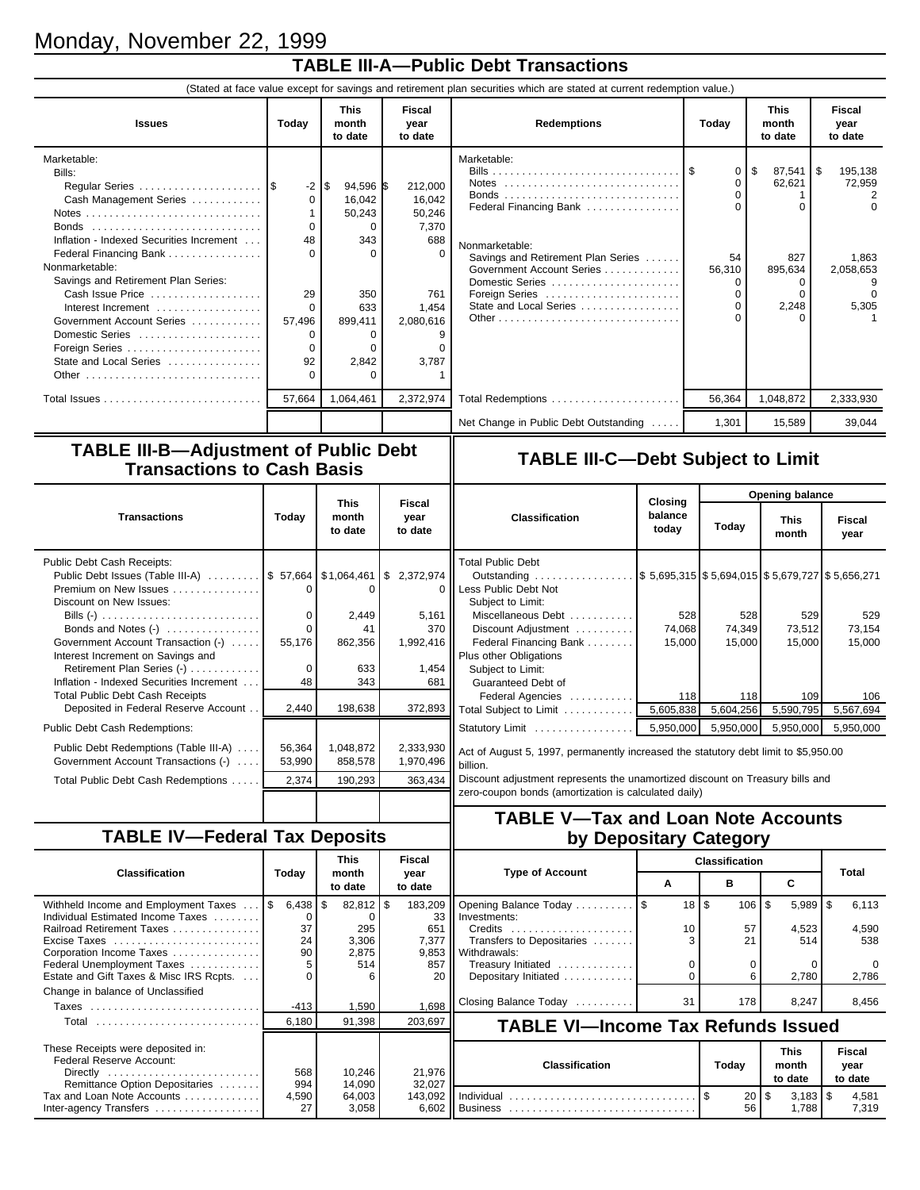Monday, November 22, 1999

## TABLE III-A—Public Debt Transactions

(Stated at face value except for savings and retirement plan securities which are stated at current redemption value.)

| Issues | Today | This month to date | Fiscal year to date |
|---|---|---|---|
| Marketable: | | | |
| Bills: | | | |
| Regular Series | $ -2 | $ 94,596 | $ 212,000 |
| Cash Management Series | 0 | 16,042 | 16,042 |
| Notes | 1 | 50,243 | 50,246 |
| Bonds | 0 | 0 | 7,370 |
| Inflation - Indexed Securities Increment | 48 | 343 | 688 |
| Federal Financing Bank | 0 | 0 | 0 |
| Nonmarketable: | | | |
| Savings and Retirement Plan Series: | | | |
| Cash Issue Price | 29 | 350 | 761 |
| Interest Increment | 0 | 633 | 1,454 |
| Government Account Series | 57,496 | 899,411 | 2,080,616 |
| Domestic Series | 0 | 0 | 9 |
| Foreign Series | 0 | 0 | 0 |
| State and Local Series | 92 | 2,842 | 3,787 |
| Other | 0 | 0 | 1 |
| Total Issues | 57,664 | 1,064,461 | 2,372,974 |

| Redemptions | Today | This month to date | Fiscal year to date |
|---|---|---|---|
| Marketable: | | | |
| Bills | $ 0 | $ 87,541 | $ 195,138 |
| Notes | 0 | 62,621 | 72,959 |
| Bonds | 0 | 1 | 2 |
| Federal Financing Bank | 0 | 0 | 0 |
| Nonmarketable: | | | |
| Savings and Retirement Plan Series | 54 | 827 | 1,863 |
| Government Account Series | 56,310 | 895,634 | 2,058,653 |
| Domestic Series | 0 | 0 | 9 |
| Foreign Series | 0 | 0 | 0 |
| State and Local Series | 0 | 2,248 | 5,305 |
| Other | 0 | 0 | 1 |
| Total Redemptions | 56,364 | 1,048,872 | 2,333,930 |
| Net Change in Public Debt Outstanding | 1,301 | 15,589 | 39,044 |

## TABLE III-B—Adjustment of Public Debt Transactions to Cash Basis

| Transactions | Today | This month to date | Fiscal year to date |
|---|---|---|---|
| Public Debt Cash Receipts: | | | |
| Public Debt Issues (Table III-A) | $ 57,664 | $1,064,461 | $ 2,372,974 |
| Premium on New Issues | 0 | 0 | 0 |
| Discount on New Issues: | | | |
| Bills (-) | 0 | 2,449 | 5,161 |
| Bonds and Notes (-) | 0 | 41 | 370 |
| Government Account Transaction (-) | 55,176 | 862,356 | 1,992,416 |
| Interest Increment on Savings and Retirement Plan Series (-) | 0 | 633 | 1,454 |
| Inflation - Indexed Securities Increment | 48 | 343 | 681 |
| Total Public Debt Cash Receipts Deposited in Federal Reserve Account | 2,440 | 198,638 | 372,893 |
| Public Debt Cash Redemptions: | | | |
| Public Debt Redemptions (Table III-A) | 56,364 | 1,048,872 | 2,333,930 |
| Government Account Transactions (-) | 53,990 | 858,578 | 1,970,496 |
| Total Public Debt Cash Redemptions | 2,374 | 190,293 | 363,434 |

## TABLE III-C—Debt Subject to Limit

| Classification | Closing balance today | Opening balance Today | This month | Fiscal year |
|---|---|---|---|---|
| Total Public Debt Outstanding | $ 5,695,315 | $ 5,694,015 | $ 5,679,727 | $ 5,656,271 |
| Less Public Debt Not Subject to Limit: | | | | |
| Miscellaneous Debt | 528 | 528 | 529 | 529 |
| Discount Adjustment | 74,068 | 74,349 | 73,512 | 73,154 |
| Federal Financing Bank | 15,000 | 15,000 | 15,000 | 15,000 |
| Plus other Obligations Subject to Limit: | | | | |
| Guaranteed Debt of Federal Agencies | 118 | 118 | 109 | 106 |
| Total Subject to Limit | 5,605,838 | 5,604,256 | 5,590,795 | 5,567,694 |
| Statutory Limit | 5,950,000 | 5,950,000 | 5,950,000 | 5,950,000 |

Act of August 5, 1997, permanently increased the statutory debt limit to $5,950.00 billion.

Discount adjustment represents the unamortized discount on Treasury bills and zero-coupon bonds (amortization is calculated daily)

## TABLE IV—Federal Tax Deposits

| Classification | Today | This month to date | Fiscal year to date |
|---|---|---|---|
| Withheld Income and Employment Taxes | $ 6,438 | $ 82,812 | $ 183,209 |
| Individual Estimated Income Taxes | 0 | 0 | 33 |
| Railroad Retirement Taxes | 37 | 295 | 651 |
| Excise Taxes | 24 | 3,306 | 7,377 |
| Corporation Income Taxes | 90 | 2,875 | 9,853 |
| Federal Unemployment Taxes | 5 | 514 | 857 |
| Estate and Gift Taxes & Misc IRS Rcpts. | 0 | 6 | 20 |
| Change in balance of Unclassified Taxes | -413 | 1,590 | 1,698 |
| Total | 6,180 | 91,398 | 203,697 |
| These Receipts were deposited in: | | | |
| Federal Reserve Account: | | | |
| Directly | 568 | 10,246 | 21,976 |
| Remittance Option Depositaries | 994 | 14,090 | 32,027 |
| Tax and Loan Note Accounts | 4,590 | 64,003 | 143,092 |
| Inter-agency Transfers | 27 | 3,058 | 6,602 |

## TABLE V—Tax and Loan Note Accounts by Depositary Category

| Type of Account | Classification A | B | C | Total |
|---|---|---|---|---|
| Opening Balance Today | $ 18 | $ 106 | $ 5,989 | $ 6,113 |
| Investments: | | | | |
| Credits | 10 | 57 | 4,523 | 4,590 |
| Transfers to Depositaries | 3 | 21 | 514 | 538 |
| Withdrawals: | | | | |
| Treasury Initiated | 0 | 0 | 0 | 0 |
| Depositary Initiated | 0 | 6 | 2,780 | 2,786 |
| Closing Balance Today | 31 | 178 | 8,247 | 8,456 |

## TABLE VI—Income Tax Refunds Issued

| Classification | Today | This month to date | Fiscal year to date |
|---|---|---|---|
| Individual | $ 20 | $ 3,183 | $ 4,581 |
| Business | 56 | 1,788 | 7,319 |